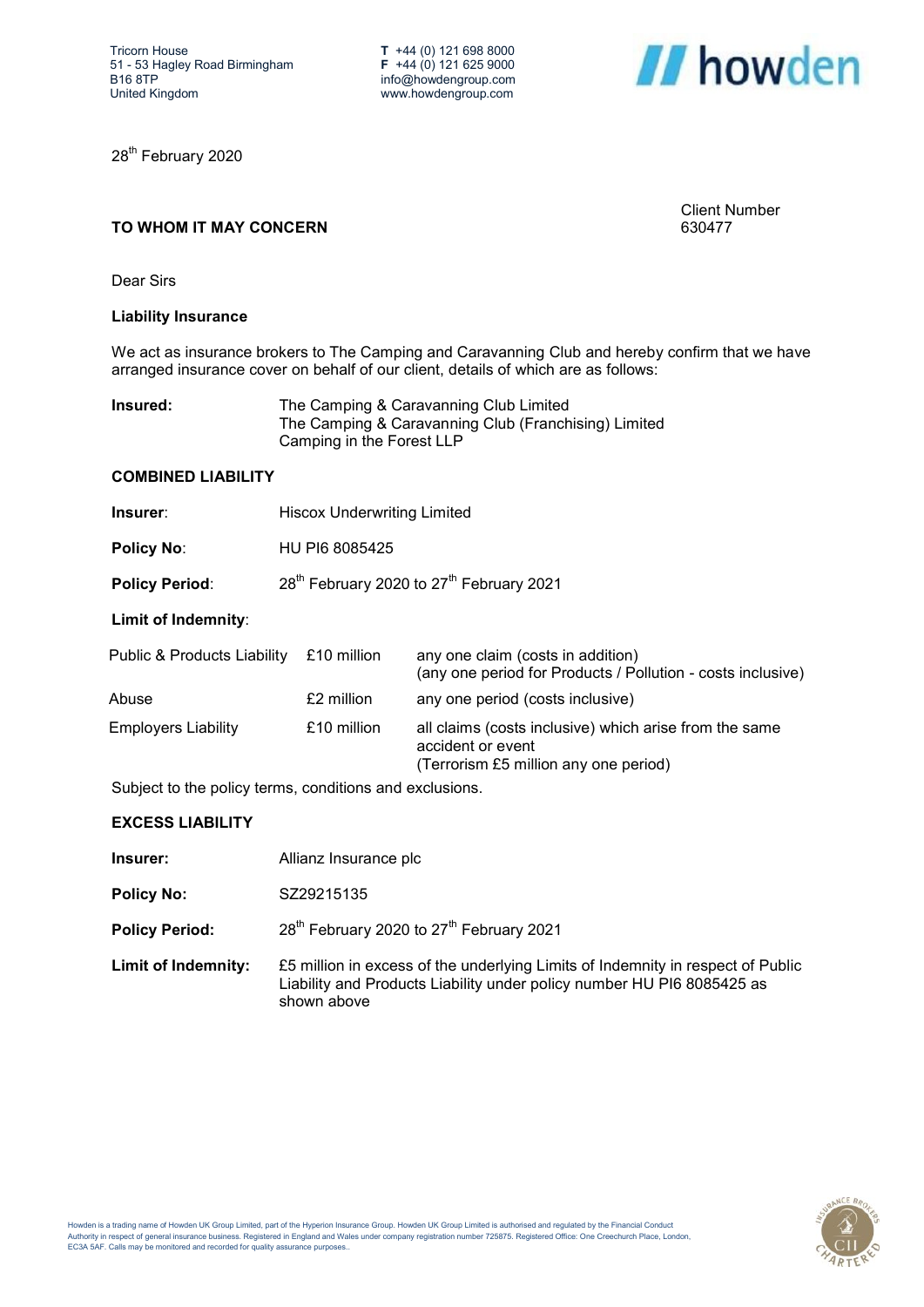Tricorn House
51 - 53 Hagley Road Birmingham
B16 8TP
United Kingdom

**T** +44 (0) 121 698 8000
**F** +44 (0) 121 625 9000
info@howdengroup.com
www.howdengroup.com

28th February 2020

**TO WHOM IT MAY CONCERN**

Client Number
630477

Dear Sirs

**Liability Insurance**

We act as insurance brokers to The Camping and Caravanning Club and hereby confirm that we have arranged insurance cover on behalf of our client, details of which are as follows:

**Insured:** The Camping & Caravanning Club Limited
The Camping & Caravanning Club (Franchising) Limited
Camping in the Forest LLP

**COMBINED LIABILITY**

**Insurer**: Hiscox Underwriting Limited

**Policy No**: HU PI6 8085425

**Policy Period**: 28th February 2020 to 27th February 2021

**Limit of Indemnity**:

| | | |
|---|---|---|
| Public & Products Liability | £10 million | any one claim (costs in addition) (any one period for Products / Pollution - costs inclusive) |
| Abuse | £2 million | any one period (costs inclusive) |
| Employers Liability | £10 million | all claims (costs inclusive) which arise from the same accident or event (Terrorism £5 million any one period) |

Subject to the policy terms, conditions and exclusions.

**EXCESS LIABILITY**

**Insurer:** Allianz Insurance plc

**Policy No:** SZ29215135

**Policy Period:** 28th February 2020 to 27th February 2021

**Limit of Indemnity:** £5 million in excess of the underlying Limits of Indemnity in respect of Public Liability and Products Liability under policy number HU PI6 8085425 as shown above

Howden is a trading name of Howden UK Group Limited, part of the Hyperion Insurance Group. Howden UK Group Limited is authorised and regulated by the Financial Conduct Authority in respect of general insurance business. Registered in England and Wales under company registration number 725875. Registered Office: One Creechurch Place, London, EC3A 5AF. Calls may be monitored and recorded for quality assurance purposes..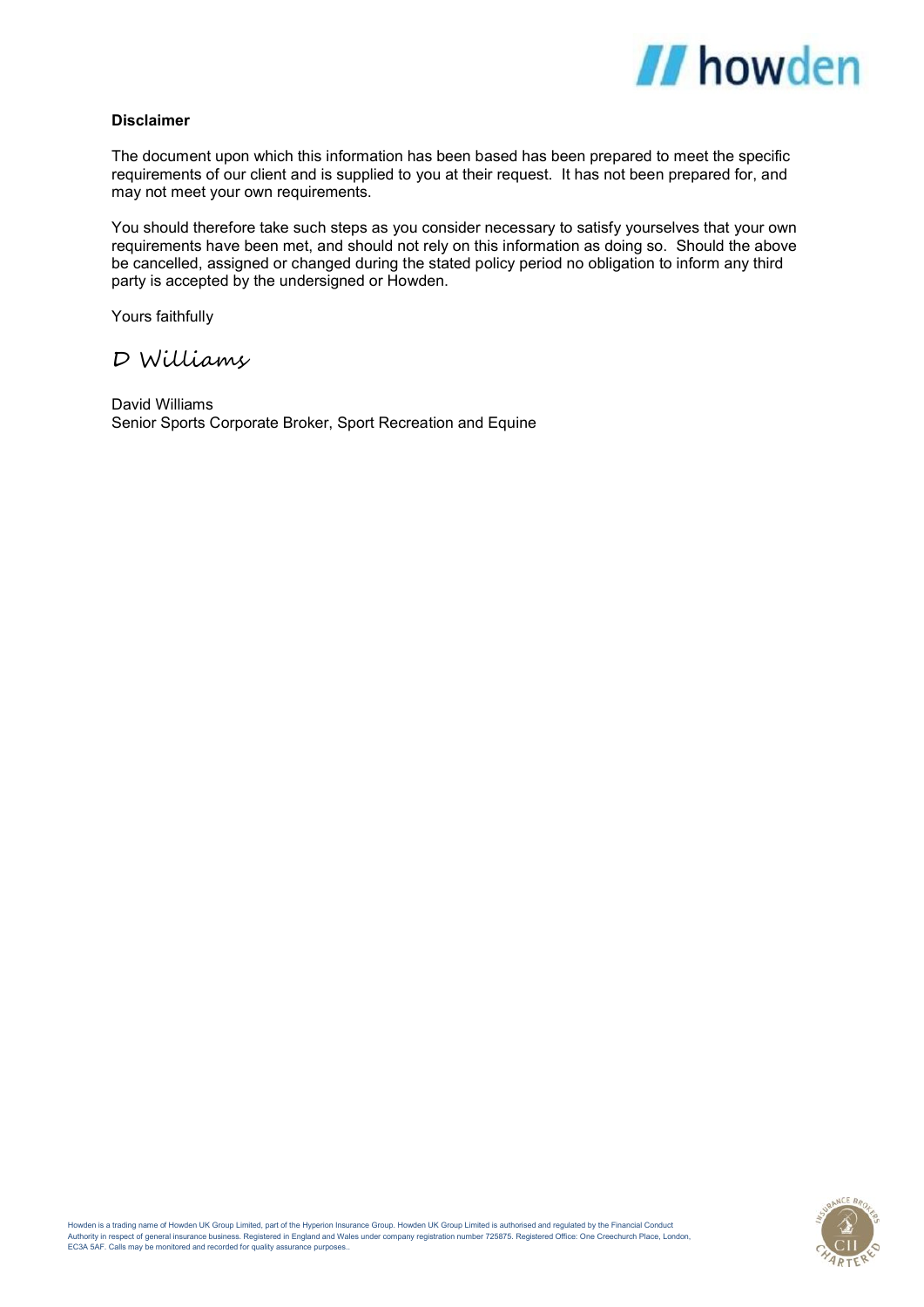**Disclaimer**

The document upon which this information has been based has been prepared to meet the specific requirements of our client and is supplied to you at their request. It has not been prepared for, and may not meet your own requirements.

You should therefore take such steps as you consider necessary to satisfy yourselves that your own requirements have been met, and should not rely on this information as doing so. Should the above be cancelled, assigned or changed during the stated policy period no obligation to inform any third party is accepted by the undersigned or Howden.

Yours faithfully

D Williams

David Williams
Senior Sports Corporate Broker, Sport Recreation and Equine

Howden is a trading name of Howden UK Group Limited, part of the Hyperion Insurance Group. Howden UK Group Limited is authorised and regulated by the Financial Conduct Authority in respect of general insurance business. Registered in England and Wales under company registration number 725875. Registered Office: One Creechurch Place, London, EC3A 5AF. Calls may be monitored and recorded for quality assurance purposes..